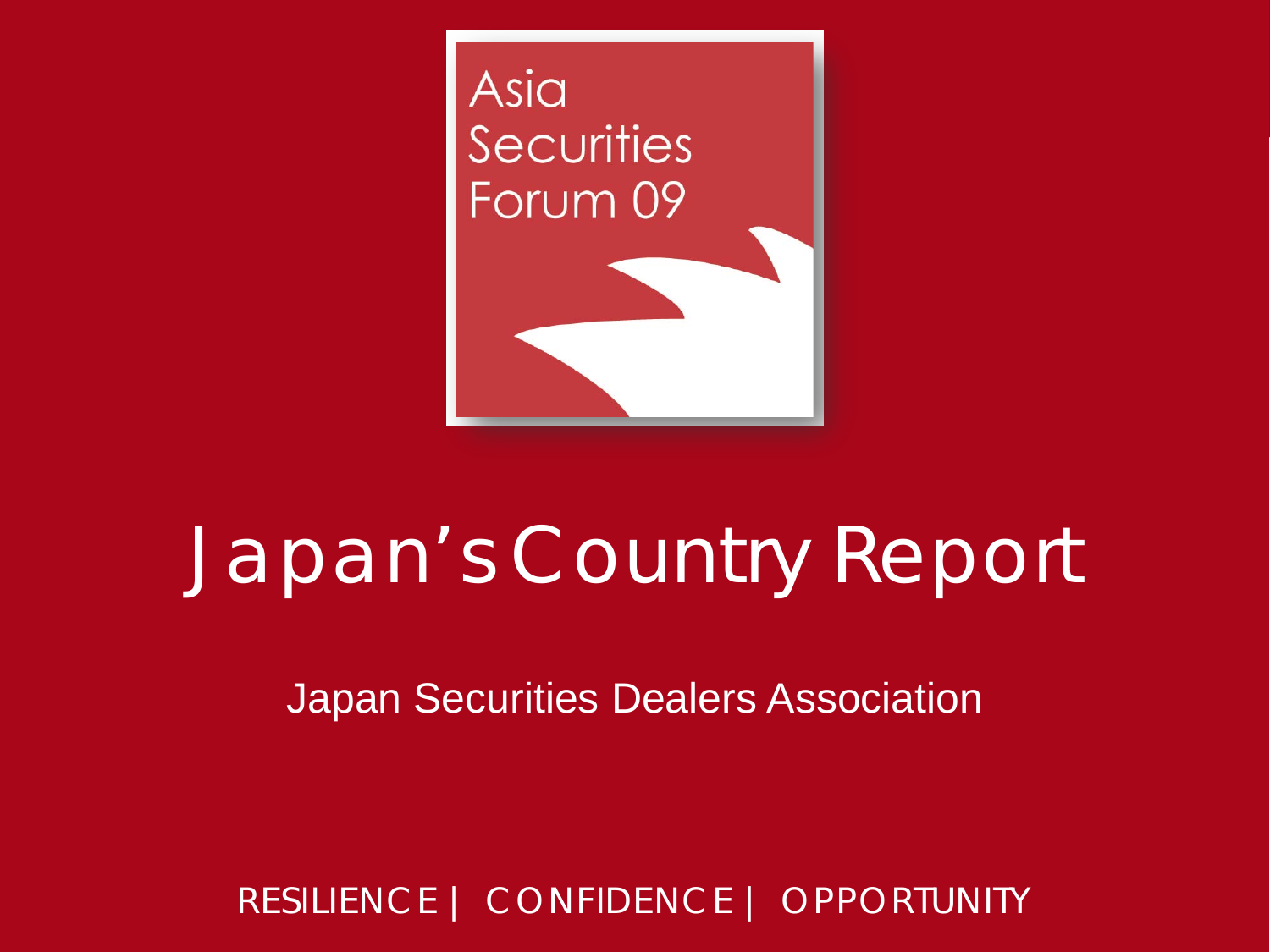Asia Securities Forum 09

# Japan's Country Report

Japan Securities Dealers Association

RESILIENCE | CONFIDENCE | OPPORTUNITY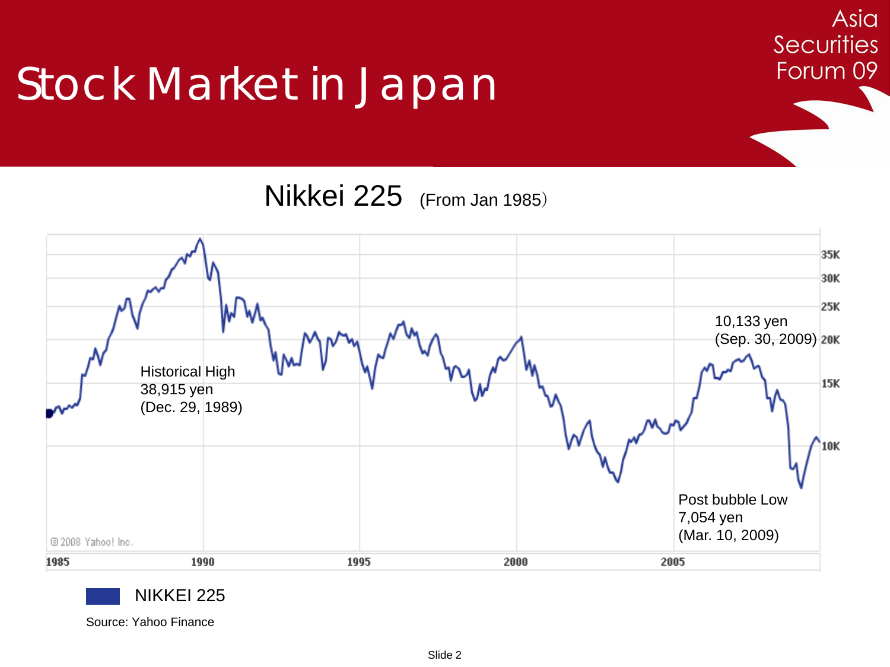# Stock Market in Japan

## Nikkei 225 (From Jan 1985)

Historical High
38,915 yen
(Dec. 29, 1989)

10,133 yen
(Sep. 30, 2009)

Post bubble Low
7,054 yen
(Mar. 10, 2009)

35K
30K
25K
20K
15K
10K

1985 1990 1995 2000 2005

© 2008 Yahoo! Inc.

NIKKEI 225

Source: Yahoo Finance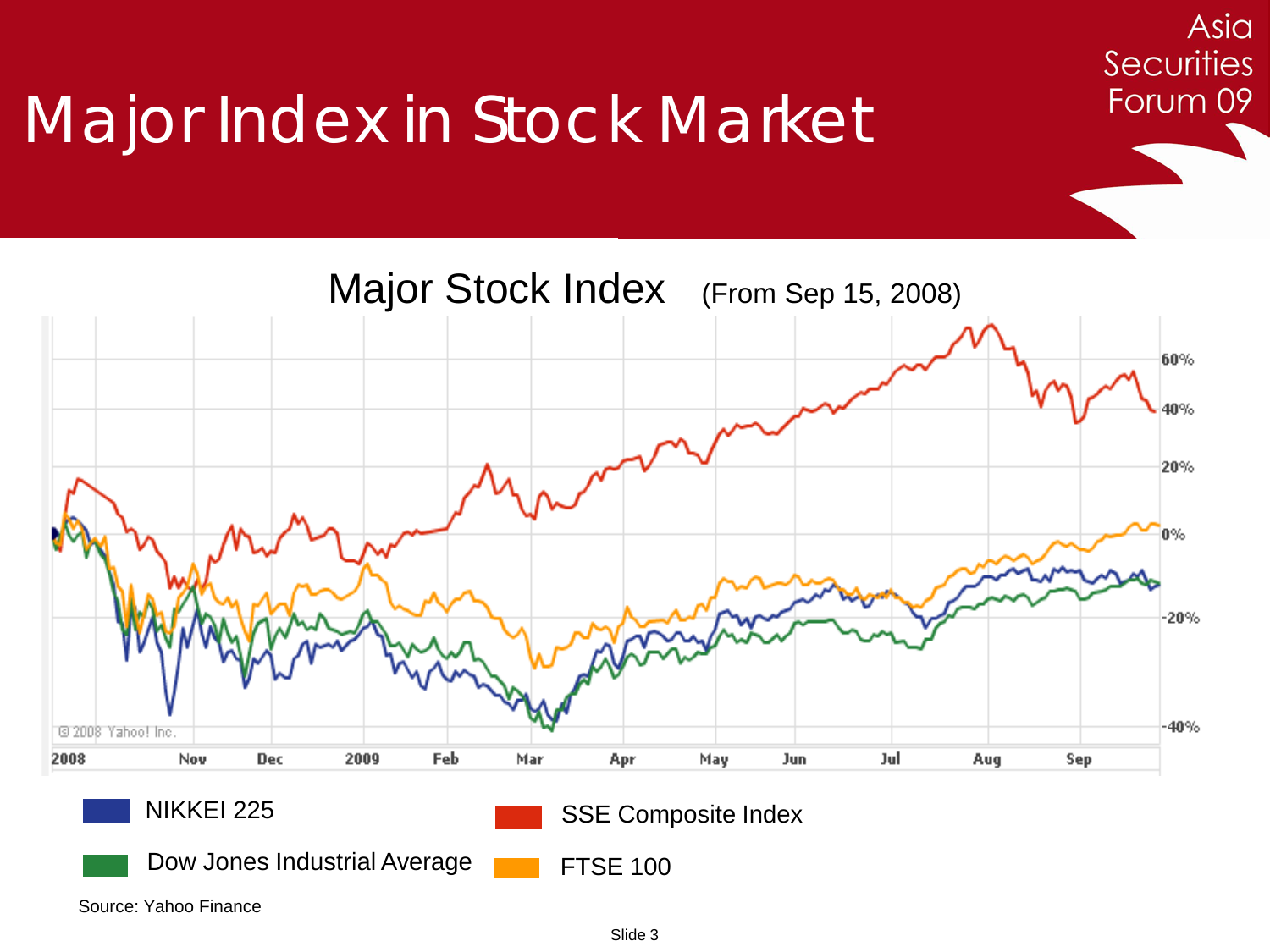# Major Index in Stock Market

Asia Securities Forum 09

## Major Stock Index (From Sep 15, 2008)

- NIKKEI 225
- SSE Composite Index
- Dow Jones Industrial Average
- FTSE 100

Source: Yahoo Finance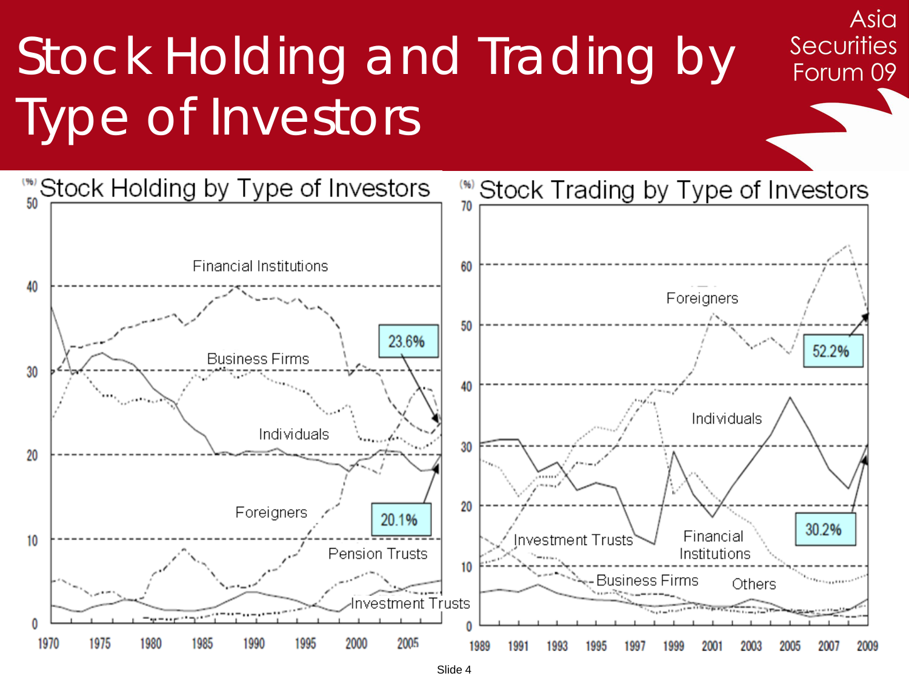# Stock Holding and Trading by Type of Investors

Asia Securities Forum 09

## Stock Holding by Type of Investors

(%)

Financial Institutions

Business Firms

Individuals

Foreigners

Pension Trusts

Investment Trusts

23.6%

20.1%

## Stock Trading by Type of Investors

(%)

Foreigners

Individuals

Investment Trusts

Financial Institutions

Business Firms

Others

52.2%

30.2%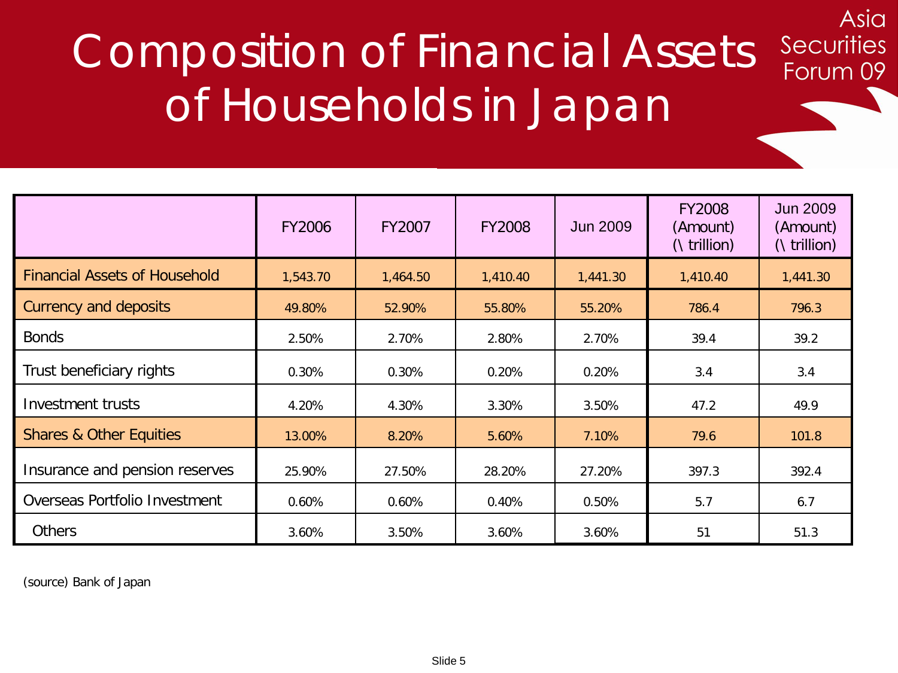# Composition of Financial Assets of Households in Japan

Asia Securities Forum 09

| | FY2006 | FY2007 | FY2008 | Jun 2009 | FY2008 (Amount) (\ trillion) | Jun 2009 (Amount) (\ trillion) |
|---|---|---|---|---|---|---|
| Financial Assets of Household | 1,543.70 | 1,464.50 | 1,410.40 | 1,441.30 | 1,410.40 | 1,441.30 |
| Currency and deposits | 49.80% | 52.90% | 55.80% | 55.20% | 786.4 | 796.3 |
| Bonds | 2.50% | 2.70% | 2.80% | 2.70% | 39.4 | 39.2 |
| Trust beneficiary rights | 0.30% | 0.30% | 0.20% | 0.20% | 3.4 | 3.4 |
| Investment trusts | 4.20% | 4.30% | 3.30% | 3.50% | 47.2 | 49.9 |
| Shares & Other Equities | 13.00% | 8.20% | 5.60% | 7.10% | 79.6 | 101.8 |
| Insurance and pension reserves | 25.90% | 27.50% | 28.20% | 27.20% | 397.3 | 392.4 |
| Overseas Portfolio Investment | 0.60% | 0.60% | 0.40% | 0.50% | 5.7 | 6.7 |
| Others | 3.60% | 3.50% | 3.60% | 3.60% | 51 | 51.3 |

(source) Bank of Japan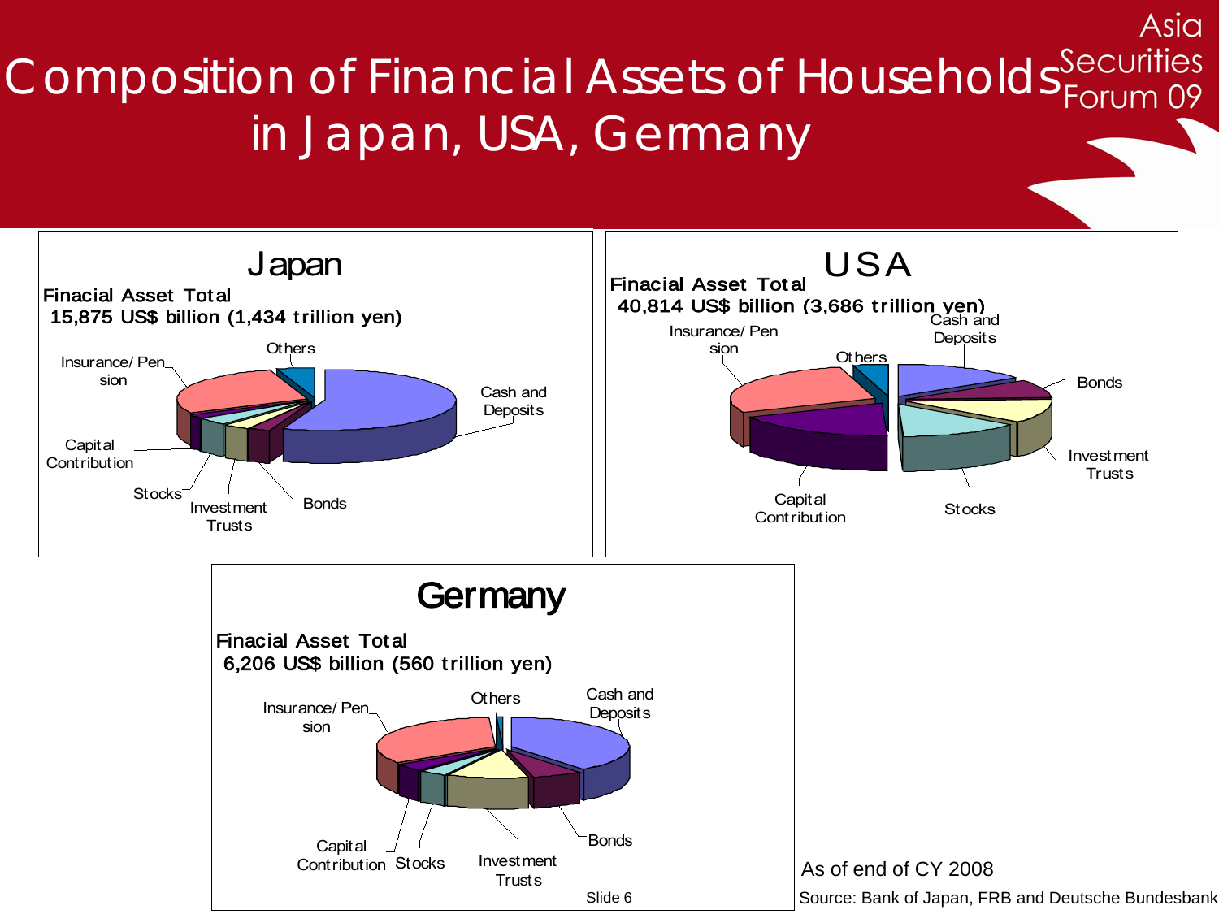# Composition of Financial Assets of Households in Japan, USA, Germany

Asia Securities Forum 09

## Japan

**Finacial Asset Total**
**15,875 US$ billion (1,434 trillion yen)**

Others, Insurance/ Pension, Cash and Deposits, Capital Contribution, Stocks, Investment Trusts, Bonds

## USA

**Finacial Asset Total**
**40,814 US$ billion (3,686 trillion yen)**

Insurance/ Pension, Others, Cash and Deposits, Bonds, Investment Trusts, Capital Contribution, Stocks

## Germany

**Finacial Asset Total**
**6,206 US$ billion (560 trillion yen)**

Insurance/ Pension, Others, Cash and Deposits, Capital Contribution, Stocks, Investment Trusts, Bonds

As of end of CY 2008

Source: Bank of Japan, FRB and Deutsche Bundesbank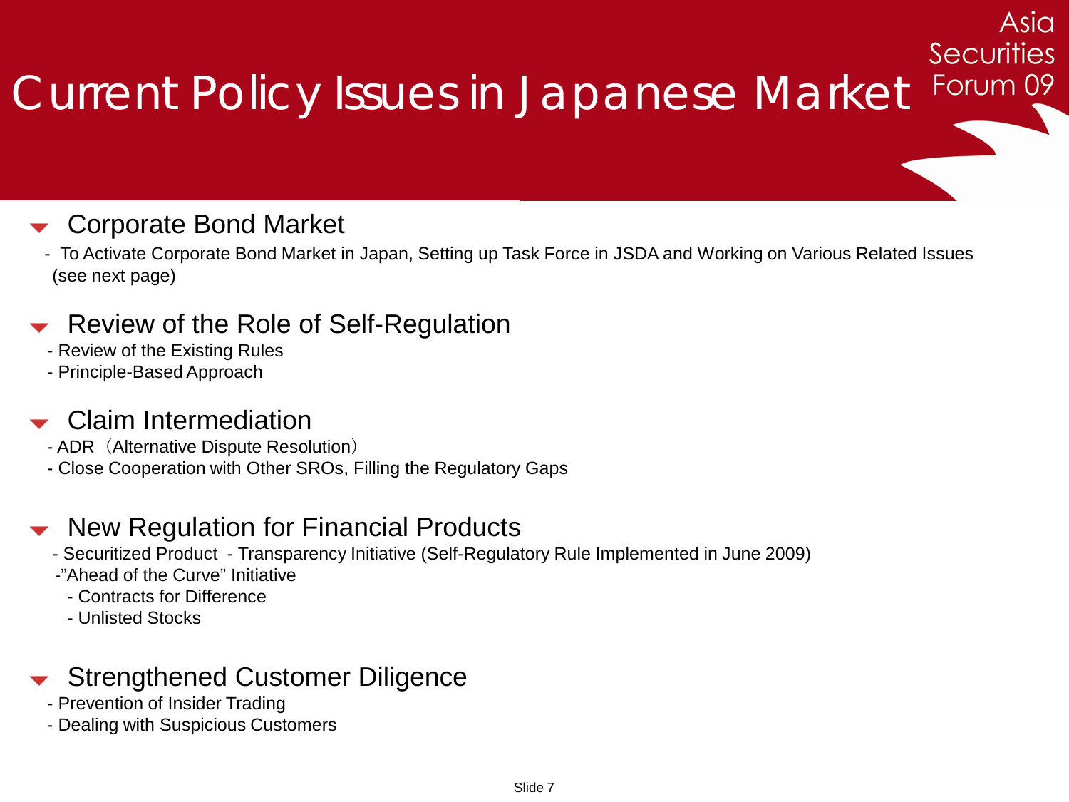# Current Policy Issues in Japanese Market

Asia Securities Forum 09

## Corporate Bond Market

- To Activate Corporate Bond Market in Japan, Setting up Task Force in JSDA and Working on Various Related Issues (see next page)

## Review of the Role of Self-Regulation

- Review of the Existing Rules
- Principle-Based Approach

## Claim Intermediation

- ADR（Alternative Dispute Resolution）
- Close Cooperation with Other SROs, Filling the Regulatory Gaps

## New Regulation for Financial Products

- Securitized Product - Transparency Initiative (Self-Regulatory Rule Implemented in June 2009)
- "Ahead of the Curve" Initiative
  - Contracts for Difference
  - Unlisted Stocks

## Strengthened Customer Diligence

- Prevention of Insider Trading
- Dealing with Suspicious Customers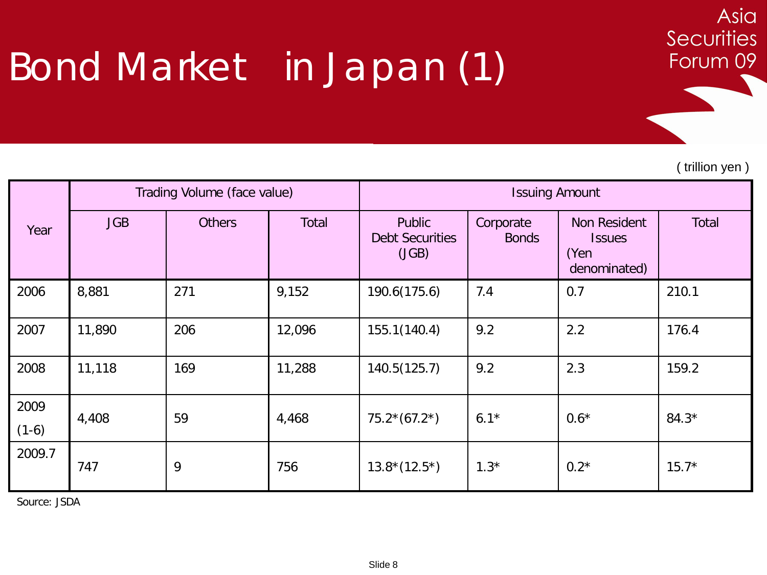# Bond Market in Japan (1)

( trillion yen )

| Year | Trading Volume (face value) | | | Issuing Amount | | | |
|---|---|---|---|---|---|---|---|
| | JGB | Others | Total | Public Debt Securities (JGB) | Corporate Bonds | Non Resident Issues (Yen denominated) | Total |
| 2006 | 8,881 | 271 | 9,152 | 190.6(175.6) | 7.4 | 0.7 | 210.1 |
| 2007 | 11,890 | 206 | 12,096 | 155.1(140.4) | 9.2 | 2.2 | 176.4 |
| 2008 | 11,118 | 169 | 11,288 | 140.5(125.7) | 9.2 | 2.3 | 159.2 |
| 2009 (1-6) | 4,408 | 59 | 4,468 | 75.2*(67.2*) | 6.1* | 0.6* | 84.3* |
| 2009.7 | 747 | 9 | 756 | 13.8*(12.5*) | 1.3* | 0.2* | 15.7* |

Source: JSDA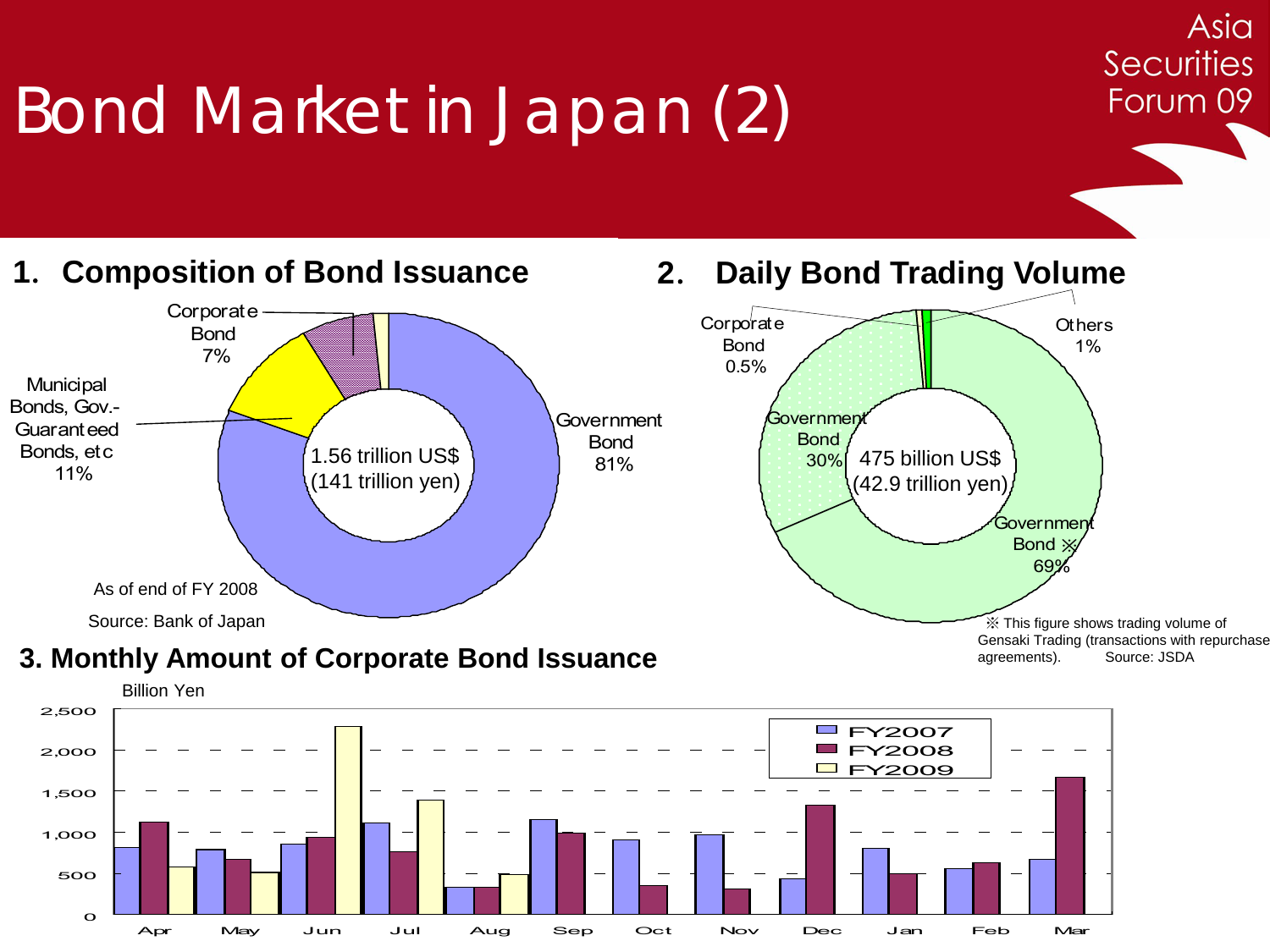# Bond Market in Japan (2)

Asia Securities Forum 09

## 1. Composition of Bond Issuance

- Government Bond 81%
- Municipal Bonds, Gov.-Guaranteed Bonds, etc 11%
- Corporate Bond 7%

1.56 trillion US$ (141 trillion yen)

As of end of FY 2008

Source: Bank of Japan

## 2. Daily Bond Trading Volume

- Government Bond ※ 69%
- Government Bond 30%
- Corporate Bond 0.5%
- Others 1%

475 billion US$ (42.9 trillion yen)

※ This figure shows trading volume of Gensaki Trading (transactions with repurchase agreements). Source: JSDA

## 3. Monthly Amount of Corporate Bond Issuance

Billion Yen

Series: FY2007, FY2008, FY2009

Months: Apr, May, Jun, Jul, Aug, Sep, Oct, Nov, Dec, Jan, Feb, Mar

Y-axis: 0, 500, 1,000, 1,500, 2,000, 2,500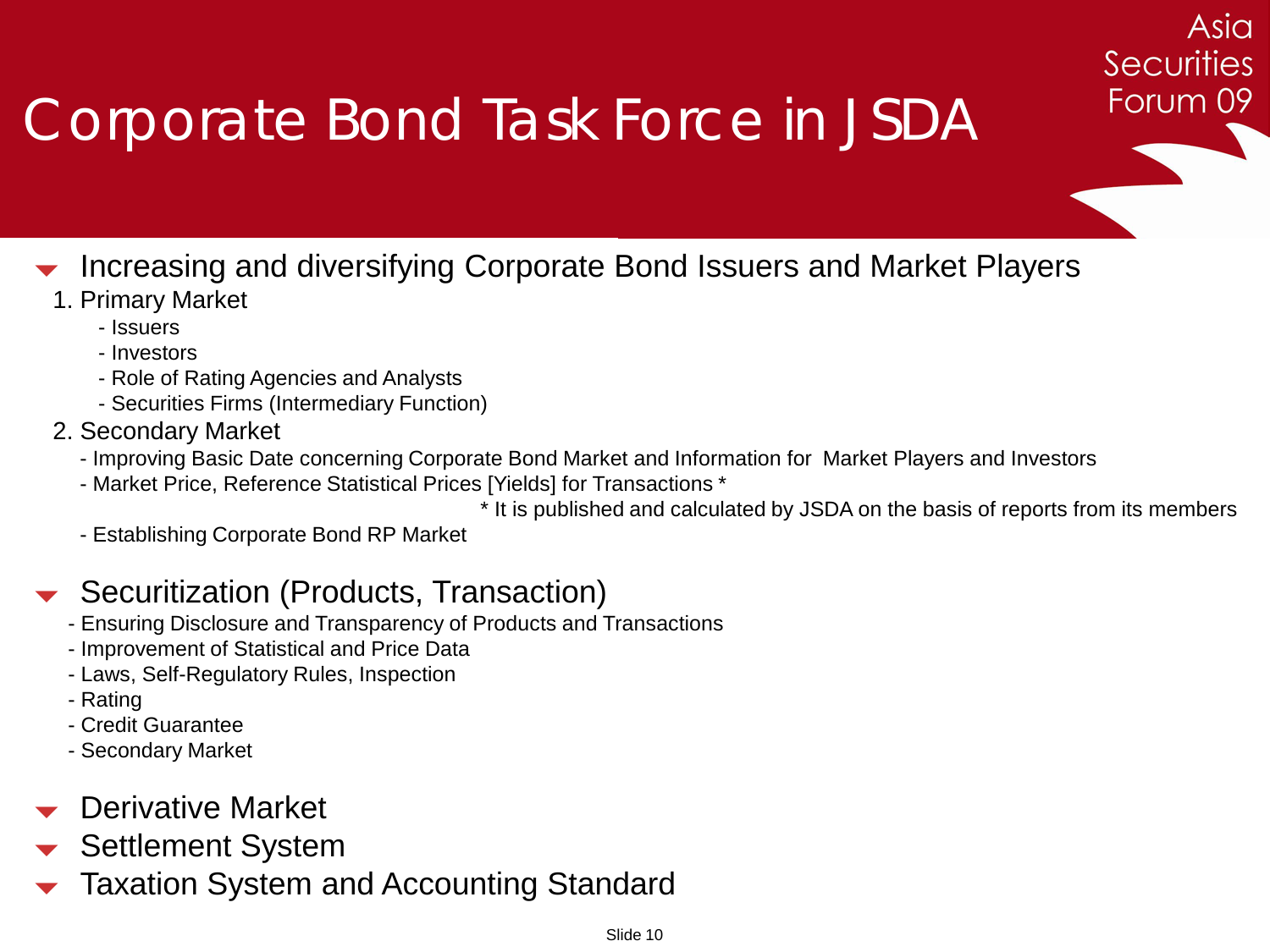# Corporate Bond Task Force in JSDA

Asia Securities Forum 09

- Increasing and diversifying Corporate Bond Issuers and Market Players
  1. Primary Market
     - Issuers
     - Investors
     - Role of Rating Agencies and Analysts
     - Securities Firms (Intermediary Function)
  2. Secondary Market
     - Improving Basic Date concerning Corporate Bond Market and Information for Market Players and Investors
     - Market Price, Reference Statistical Prices [Yields] for Transactions *

       * It is published and calculated by JSDA on the basis of reports from its members
     - Establishing Corporate Bond RP Market

- Securitization (Products, Transaction)
  - Ensuring Disclosure and Transparency of Products and Transactions
  - Improvement of Statistical and Price Data
  - Laws, Self-Regulatory Rules, Inspection
  - Rating
  - Credit Guarantee
  - Secondary Market

- Derivative Market
- Settlement System
- Taxation System and Accounting Standard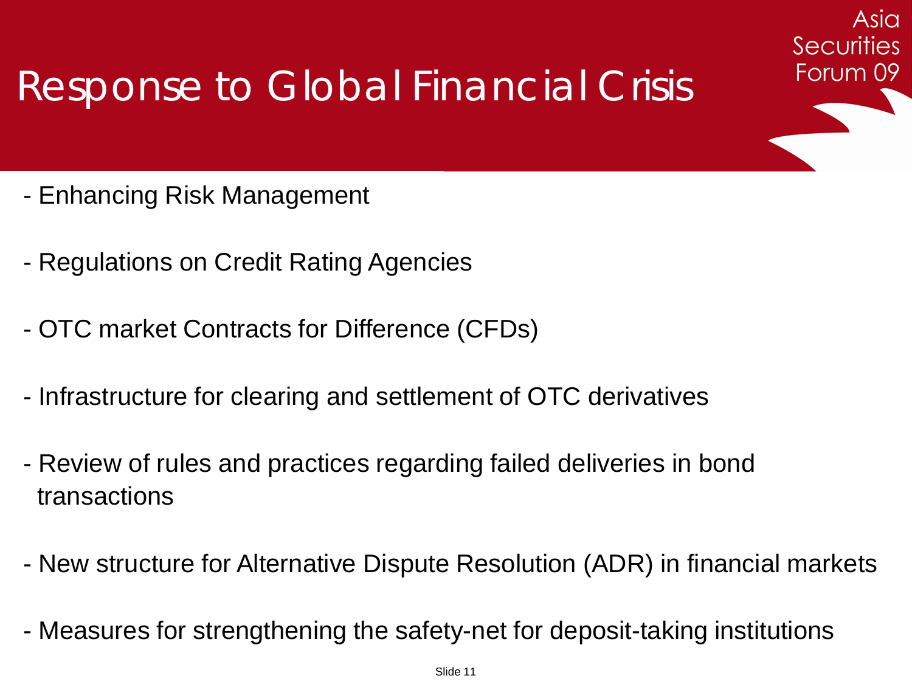# Response to Global Financial Crisis

- Enhancing Risk Management
- Regulations on Credit Rating Agencies
- OTC market Contracts for Difference (CFDs)
- Infrastructure for clearing and settlement of OTC derivatives
- Review of rules and practices regarding failed deliveries in bond transactions
- New structure for Alternative Dispute Resolution (ADR) in financial markets
- Measures for strengthening the safety-net for deposit-taking institutions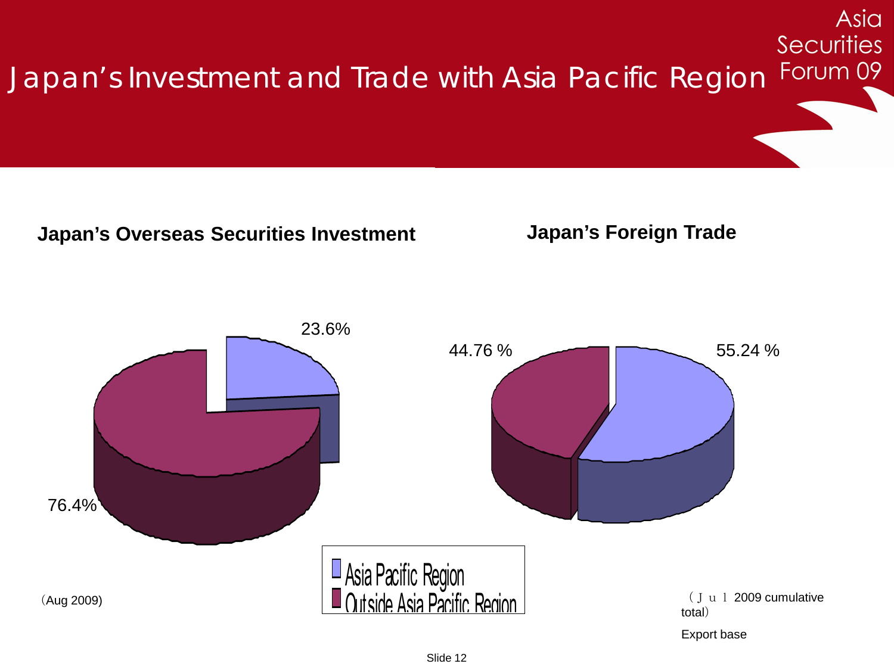# Japan's Investment and Trade with Asia Pacific Region

## Japan's Overseas Securities Investment

| Region | Share |
|---|---|
| Asia Pacific Region | 23.6% |
| Outside Asia Pacific Region | 76.4% |

(Aug 2009)

## Japan's Foreign Trade

| Region | Share |
|---|---|
| Asia Pacific Region | 55.24 % |
| Outside Asia Pacific Region | 44.76 % |

（Ｊｕｌ 2009 cumulative total）

Export base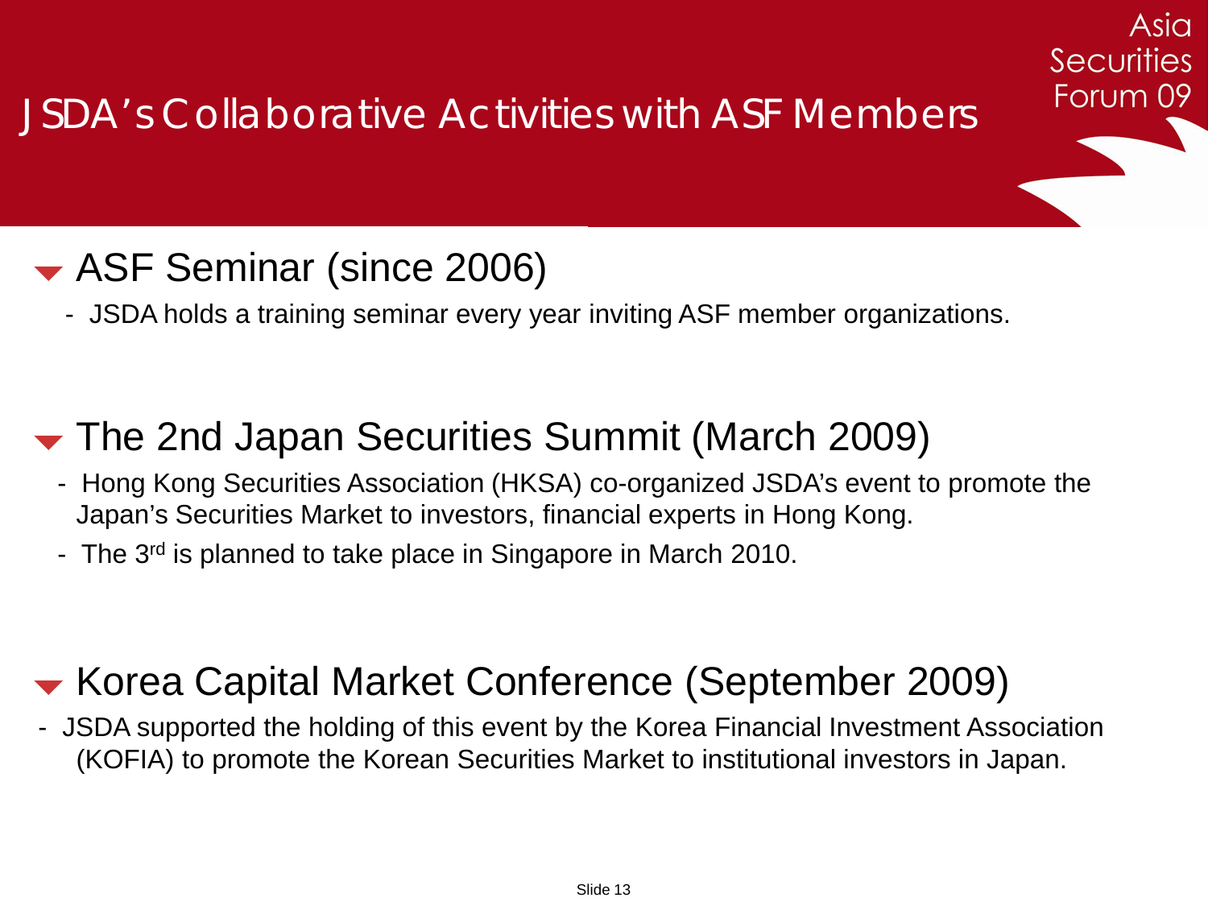# JSDA's Collaborative Activities with ASF Members

Asia Securities Forum 09

## ASF Seminar (since 2006)

- JSDA holds a training seminar every year inviting ASF member organizations.

## The 2nd Japan Securities Summit (March 2009)

- Hong Kong Securities Association (HKSA) co-organized JSDA's event to promote the Japan's Securities Market to investors, financial experts in Hong Kong.
- The 3rd is planned to take place in Singapore in March 2010.

## Korea Capital Market Conference (September 2009)

- JSDA supported the holding of this event by the Korea Financial Investment Association (KOFIA) to promote the Korean Securities Market to institutional investors in Japan.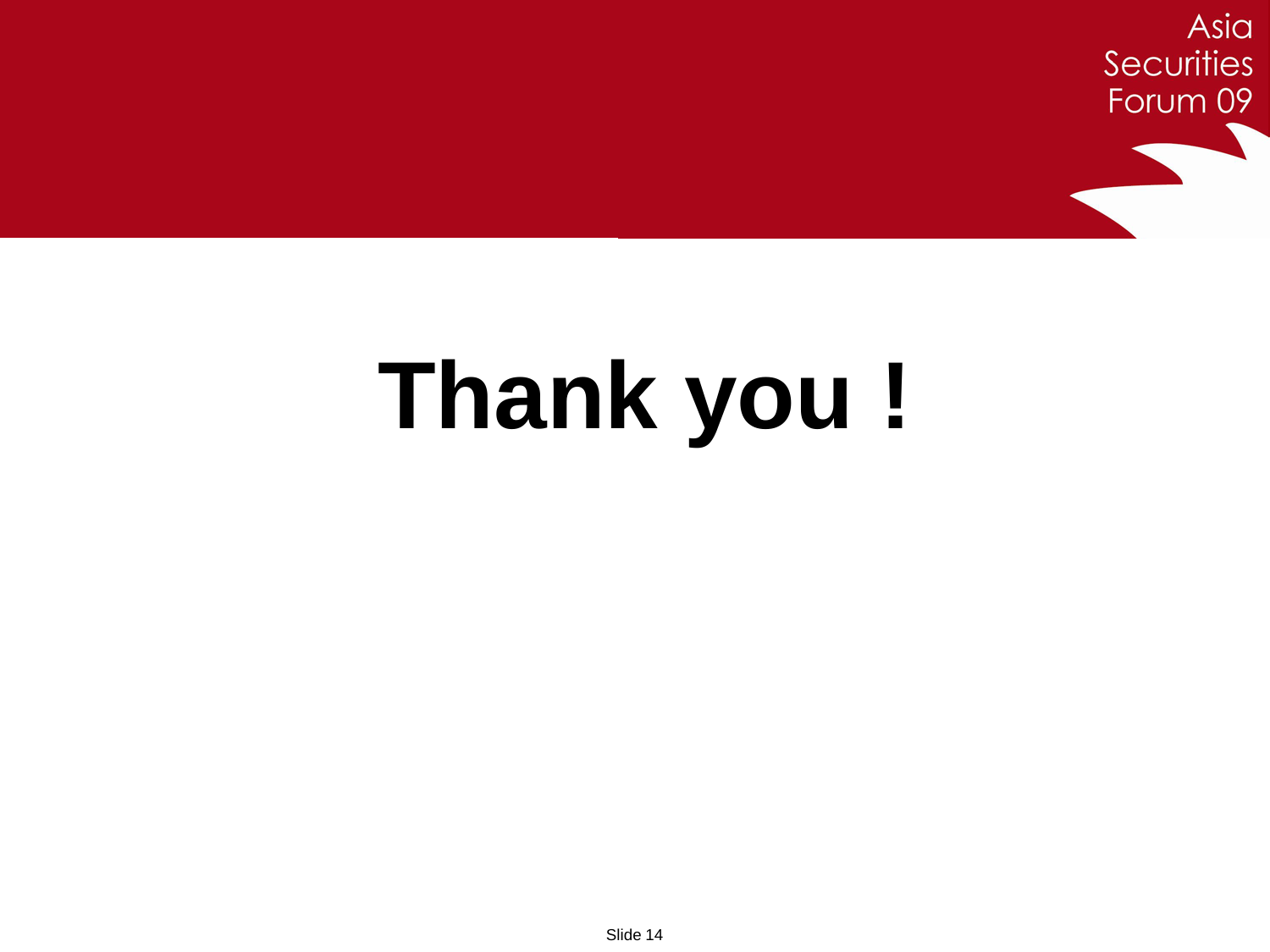Asia Securities Forum 09

# Thank you !